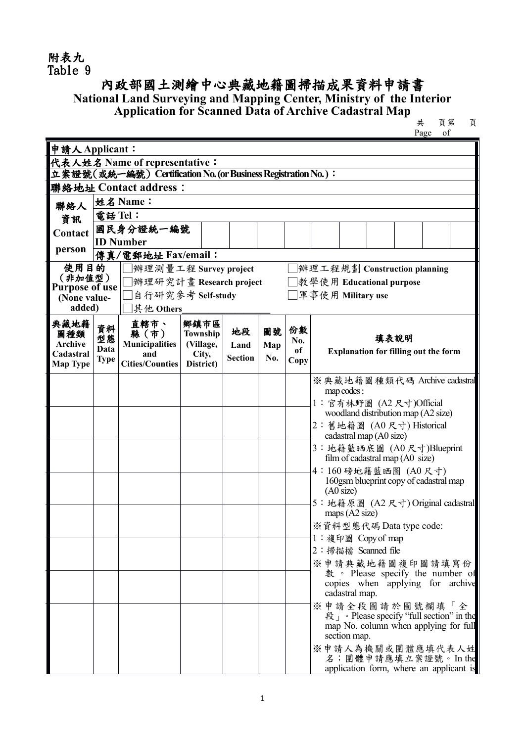附表九
Table 9

# 內政部國土測繪中心典藏地籍圖掃描成果資料申請書

## National Land Surveying and Mapping Center, Ministry of the Interior Application for Scanned Data of Archive Cadastral Map

共　頁第　頁
Page　of

| 申請人 Applicant： | | | | | | | |
|---|---|---|---|---|---|---|---|
| 代表人姓名 Name of representative： | | | | | | | |
| 立案證號(或統一編號) Certification No. (or Business Registration No.)： | | | | | | | |
| 聯絡地址 Contact address： | | | | | | | |
| 聯絡人資訊 Contact person | 姓名 Name： | | | | | | |
| | 電話 Tel： | | | | | | |
| | 國民身分證統一編號 ID Number | | | | | | |
| | 傳真/電郵地址 Fax/email： | | | | | | |
| 使用目的(非加值型) Purpose of use (None value-added) | □辦理測量工程 Survey project<br>□辦理研究計畫 Research project<br>□自行研究參考 Self-study<br>□其他 Others________ | | | | | □辦理工程規劃 Construction planning<br>□教學使用 Educational purpose<br>□軍事使用 Military use | |
| 典藏地籍圖種類 Archive Cadastral Map Type | 資料型態 Data Type | 直轄市、縣(市) Municipalities and Cities/Counties | 鄉鎮市區 Township (Village, City, District) | 地段 Land Section | 圖號 Map No. | 份數 No. of Copy | 填表說明 Explanation for filling out the form |
| | | | | | | | ※典藏地籍圖種類代碼 Archive cadastral map codes:<br>1：官有林野圖 (A2 尺寸)Official woodland distribution map (A2 size)<br>2：舊地籍圖 (A0 尺寸) Historical cadastral map (A0 size)<br>3：地籍藍晒底圖 (A0 尺寸)Blueprint film of cadastral map (A0 size)<br>4：160 磅地籍藍晒圖 (A0 尺寸) 160gsm blueprint copy of cadastral map (A0 size)<br>5：地籍原圖 (A2 尺寸) Original cadastral maps (A2 size)<br>※資料型態代碼 Data type code:<br>1：複印圖 Copy of map<br>2：掃描檔 Scanned file<br>※申請典藏地籍圖複印圖請填寫份數。Please specify the number of copies when applying for archive cadastral map.<br>※申請全段圖請於圖號欄填「全段」。Please specify "full section" in the map No. column when applying for full section map.<br>※申請人為機關或團體應填代表人姓名；團體申請應填立案證號。In the application form, where an applicant is |
| | | | | | | | |
| | | | | | | | |
| | | | | | | | |
| | | | | | | | |
| | | | | | | | |
| | | | | | | | |
| | | | | | | | |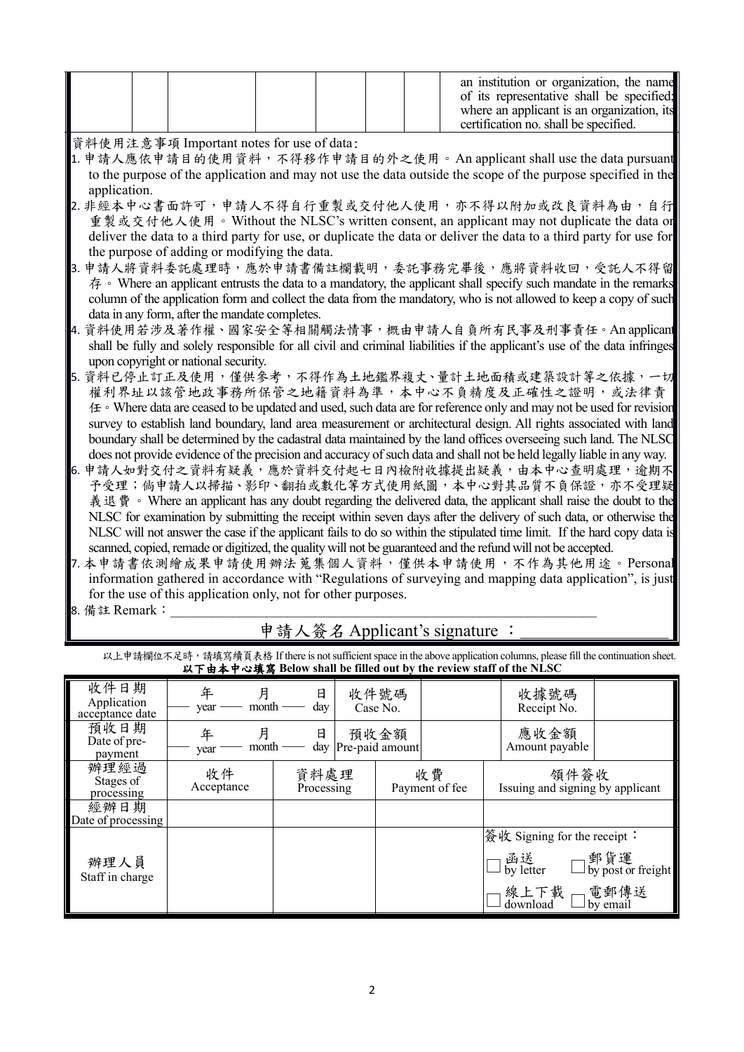| | | | | | | | an institution or organization, the name of its representative shall be specified; where an applicant is an organization, its certification no. shall be specified. |
|---|---|---|---|---|---|---|---|

資料使用注意事項 Important notes for use of data：

1. 申請人應依申請目的使用資料，不得移作申請目的外之使用。An applicant shall use the data pursuant to the purpose of the application and may not use the data outside the scope of the purpose specified in the application.
2. 非經本中心書面許可，申請人不得自行重製或交付他人使用，亦不得以附加或改良資料為由，自行重製或交付他人使用。Without the NLSC's written consent, an applicant may not duplicate the data or deliver the data to a third party for use, or duplicate the data or deliver the data to a third party for use for the purpose of adding or modifying the data.
3. 申請人將資料委託處理時，應於申請書備註欄載明，委託事務完畢後，應將資料收回，受託人不得留存。Where an applicant entrusts the data to a mandatory, the applicant shall specify such mandate in the remarks column of the application form and collect the data from the mandatory, who is not allowed to keep a copy of such data in any form, after the mandate completes.
4. 資料使用若涉及著作權、國家安全等相關觸法情事，概由申請人自負所有民事及刑事責任。An applicant shall be fully and solely responsible for all civil and criminal liabilities if the applicant's use of the data infringes upon copyright or national security.
5. 資料已停止訂正及使用，僅供參考，不得作為土地鑑界複丈、量計土地面積或建築設計等之依據，一切權利界址以該管地政事務所保管之地籍資料為準，本中心不負精度及正確性之證明，或法律責任。Where data are ceased to be updated and used, such data are for reference only and may not be used for revision survey to establish land boundary, land area measurement or architectural design. All rights associated with land boundary shall be determined by the cadastral data maintained by the land offices overseeing such land. The NLSC does not provide evidence of the precision and accuracy of such data and shall not be held legally liable in any way.
6. 申請人如對交付之資料有疑義，應於資料交付起七日內檢附收據提出疑義，由本中心查明處理，逾期不予受理；倘申請人以掃描、影印、翻拍或數化等方式使用紙圖，本中心對其品質不負保證，亦不受理疑義退費。Where an applicant has any doubt regarding the delivered data, the applicant shall raise the doubt to the NLSC for examination by submitting the receipt within seven days after the delivery of such data, or otherwise the NLSC will not answer the case if the applicant fails to do so within the stipulated time limit. If the hard copy data is scanned, copied, remade or digitized, the quality will not be guaranteed and the refund will not be accepted.
7. 本申請書依測繪成果申請使用辦法蒐集個人資料，僅供本申請使用，不作為其他用途。Personal information gathered in accordance with "Regulations of surveying and mapping data application", is just for the use of this application only, not for other purposes.
8. 備註 Remark：\_\_\_\_\_\_\_\_\_\_\_\_\_\_\_\_\_\_\_\_\_\_\_\_\_\_\_\_\_\_\_\_\_\_\_\_\_\_\_\_

申請人簽名 Applicant's signature ：\_\_\_\_\_\_\_\_\_\_\_\_\_\_\_\_

以上申請欄位不足時，請填寫續頁表格 If there is not sufficient space in the above application columns, please fill the continuation sheet.

**以下由本中心填寫 Below shall be filled out by the review staff of the NLSC**

| 收件日期 Application acceptance date | 年 year 月 month 日 day | | 收件號碼 Case No. | | 收據號碼 Receipt No. | |
|---|---|---|---|---|---|---|
| 預收日期 Date of pre-payment | 年 year 月 month 日 day | | 預收金額 Pre-paid amount | | 應收金額 Amount payable | |
| 辦理經過 Stages of processing | 收件 Acceptance | 資料處理 Processing | | 收費 Payment of fee | 領件簽收 Issuing and signing by applicant | |
| 經辦日期 Date of processing | | | | | | |
| 辦理人員 Staff in charge | | | | | 簽收 Signing for the receipt：<br>☐ 函送 by letter ☐ 郵貨運 by post or freight<br>☐ 線上下載 download ☐ 電郵傳送 by email | |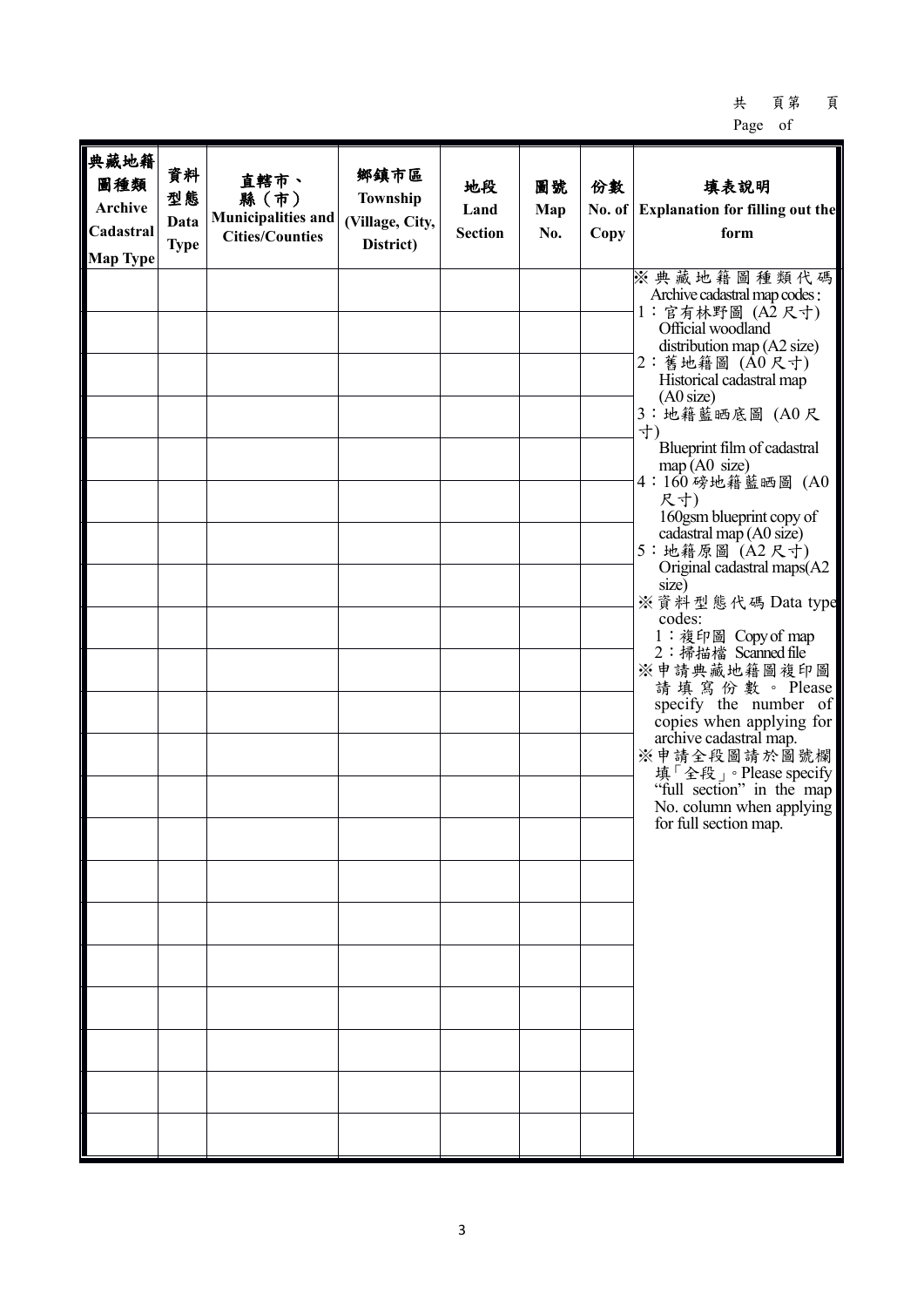共　頁第　頁
Page　of

| 典藏地籍圖種類 Archive Cadastral Map Type | 資料型態 Data Type | 直轄市、縣（市） Municipalities and Cities/Counties | 鄉鎮市區 Township (Village, City, District) | 地段 Land Section | 圖號 Map No. | 份數 No. of Copy | 填表說明 Explanation for filling out the form |
|---|---|---|---|---|---|---|---|
| | | | | | | | ※典藏地籍圖種類代碼 Archive cadastral map codes:<br>1：官有林野圖 (A2 尺寸) Official woodland distribution map (A2 size)<br>2：舊地籍圖 (A0 尺寸) Historical cadastral map (A0 size)<br>3：地籍藍晒底圖 (A0 尺寸) Blueprint film of cadastral map (A0 size)<br>4：160 磅地籍藍晒圖 (A0 尺寸) 160gsm blueprint copy of cadastral map (A0 size)<br>5：地籍原圖 (A2 尺寸) Original cadastral maps(A2 size)<br>※資料型態代碼 Data type codes:<br>1：複印圖 Copy of map<br>2：掃描檔 Scanned file<br>※申請典藏地籍圖複印圖請填寫份數。Please specify the number of copies when applying for archive cadastral map.<br>※申請全段圖請於圖號欄填「全段」。Please specify "full section" in the map No. column when applying for full section map. |
| | | | | | | | |
| | | | | | | | |
| | | | | | | | |
| | | | | | | | |
| | | | | | | | |
| | | | | | | | |
| | | | | | | | |
| | | | | | | | |
| | | | | | | | |
| | | | | | | | |
| | | | | | | | |
| | | | | | | | |
| | | | | | | | |
| | | | | | | | |
| | | | | | | | |
| | | | | | | | |
| | | | | | | | |
| | | | | | | | |
| | | | | | | | |
| | | | | | | | |